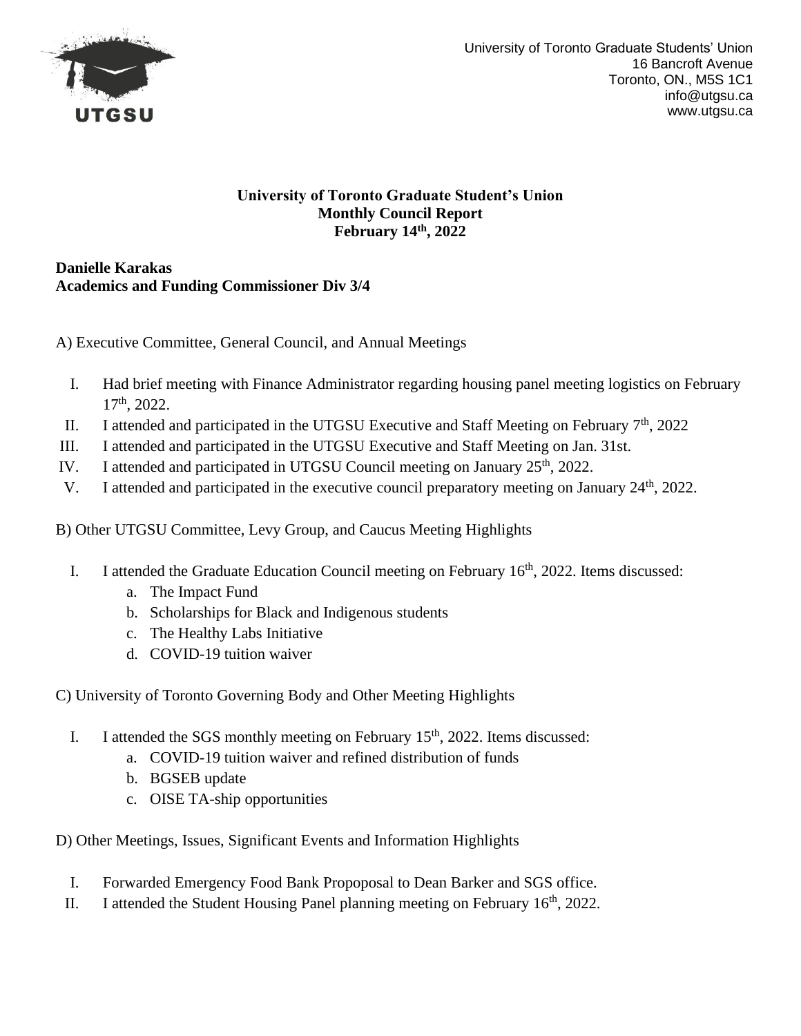University of Toronto Graduate Students' Union
16 Bancroft Avenue
Toronto, ON., M5S 1C1
info@utgsu.ca
www.utgsu.ca

**University of Toronto Graduate Student's Union**
**Monthly Council Report**
**February 14th, 2022**

**Danielle Karakas**
**Academics and Funding Commissioner Div 3/4**

A) Executive Committee, General Council, and Annual Meetings

I. Had brief meeting with Finance Administrator regarding housing panel meeting logistics on February 17th, 2022.
II. I attended and participated in the UTGSU Executive and Staff Meeting on February 7th, 2022
III. I attended and participated in the UTGSU Executive and Staff Meeting on Jan. 31st.
IV. I attended and participated in UTGSU Council meeting on January 25th, 2022.
V. I attended and participated in the executive council preparatory meeting on January 24th, 2022.

B) Other UTGSU Committee, Levy Group, and Caucus Meeting Highlights

I. I attended the Graduate Education Council meeting on February 16th, 2022. Items discussed:
   a. The Impact Fund
   b. Scholarships for Black and Indigenous students
   c. The Healthy Labs Initiative
   d. COVID-19 tuition waiver

C) University of Toronto Governing Body and Other Meeting Highlights

I. I attended the SGS monthly meeting on February 15th, 2022. Items discussed:
   a. COVID-19 tuition waiver and refined distribution of funds
   b. BGSEB update
   c. OISE TA-ship opportunities

D) Other Meetings, Issues, Significant Events and Information Highlights

I. Forwarded Emergency Food Bank Propoposal to Dean Barker and SGS office.
II. I attended the Student Housing Panel planning meeting on February 16th, 2022.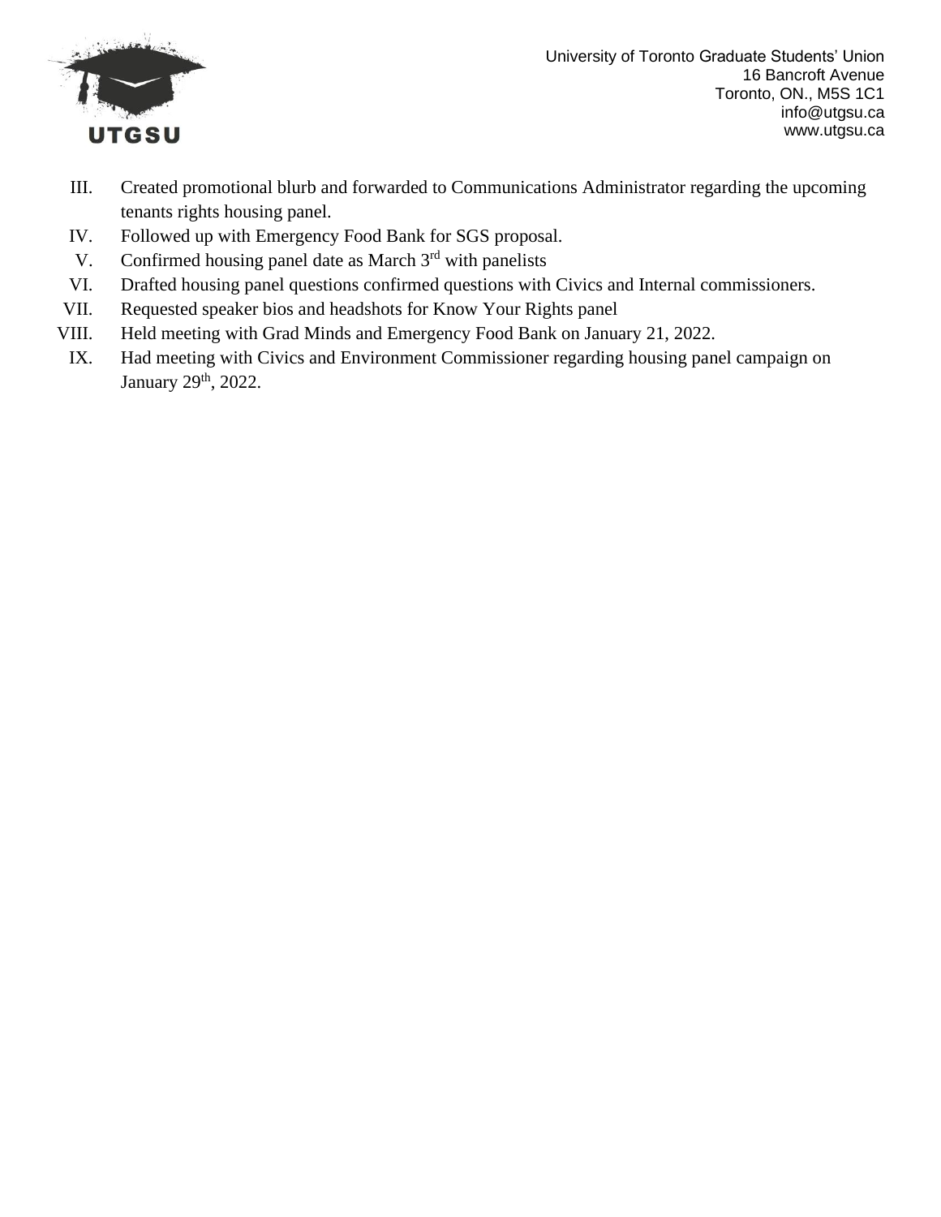III. Created promotional blurb and forwarded to Communications Administrator regarding the upcoming tenants rights housing panel.
IV. Followed up with Emergency Food Bank for SGS proposal.
V. Confirmed housing panel date as March 3rd with panelists
VI. Drafted housing panel questions confirmed questions with Civics and Internal commissioners.
VII. Requested speaker bios and headshots for Know Your Rights panel
VIII. Held meeting with Grad Minds and Emergency Food Bank on January 21, 2022.
IX. Had meeting with Civics and Environment Commissioner regarding housing panel campaign on January 29th, 2022.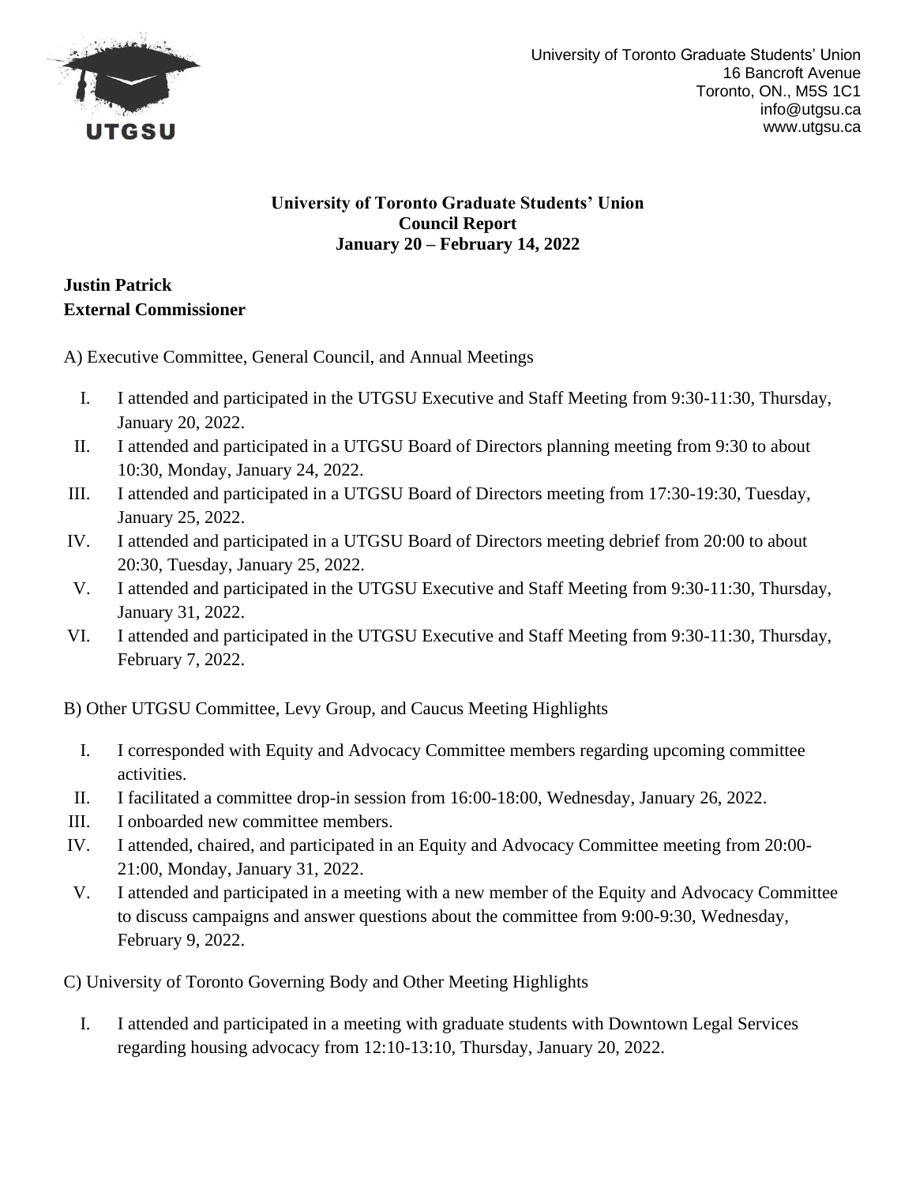University of Toronto Graduate Students' Union
16 Bancroft Avenue
Toronto, ON., M5S 1C1
info@utgsu.ca
www.utgsu.ca

**University of Toronto Graduate Students' Union**
**Council Report**
**January 20 – February 14, 2022**

**Justin Patrick**
**External Commissioner**

A) Executive Committee, General Council, and Annual Meetings

I. I attended and participated in the UTGSU Executive and Staff Meeting from 9:30-11:30, Thursday, January 20, 2022.
II. I attended and participated in a UTGSU Board of Directors planning meeting from 9:30 to about 10:30, Monday, January 24, 2022.
III. I attended and participated in a UTGSU Board of Directors meeting from 17:30-19:30, Tuesday, January 25, 2022.
IV. I attended and participated in a UTGSU Board of Directors meeting debrief from 20:00 to about 20:30, Tuesday, January 25, 2022.
V. I attended and participated in the UTGSU Executive and Staff Meeting from 9:30-11:30, Thursday, January 31, 2022.
VI. I attended and participated in the UTGSU Executive and Staff Meeting from 9:30-11:30, Thursday, February 7, 2022.

B) Other UTGSU Committee, Levy Group, and Caucus Meeting Highlights

I. I corresponded with Equity and Advocacy Committee members regarding upcoming committee activities.
II. I facilitated a committee drop-in session from 16:00-18:00, Wednesday, January 26, 2022.
III. I onboarded new committee members.
IV. I attended, chaired, and participated in an Equity and Advocacy Committee meeting from 20:00-21:00, Monday, January 31, 2022.
V. I attended and participated in a meeting with a new member of the Equity and Advocacy Committee to discuss campaigns and answer questions about the committee from 9:00-9:30, Wednesday, February 9, 2022.

C) University of Toronto Governing Body and Other Meeting Highlights

I. I attended and participated in a meeting with graduate students with Downtown Legal Services regarding housing advocacy from 12:10-13:10, Thursday, January 20, 2022.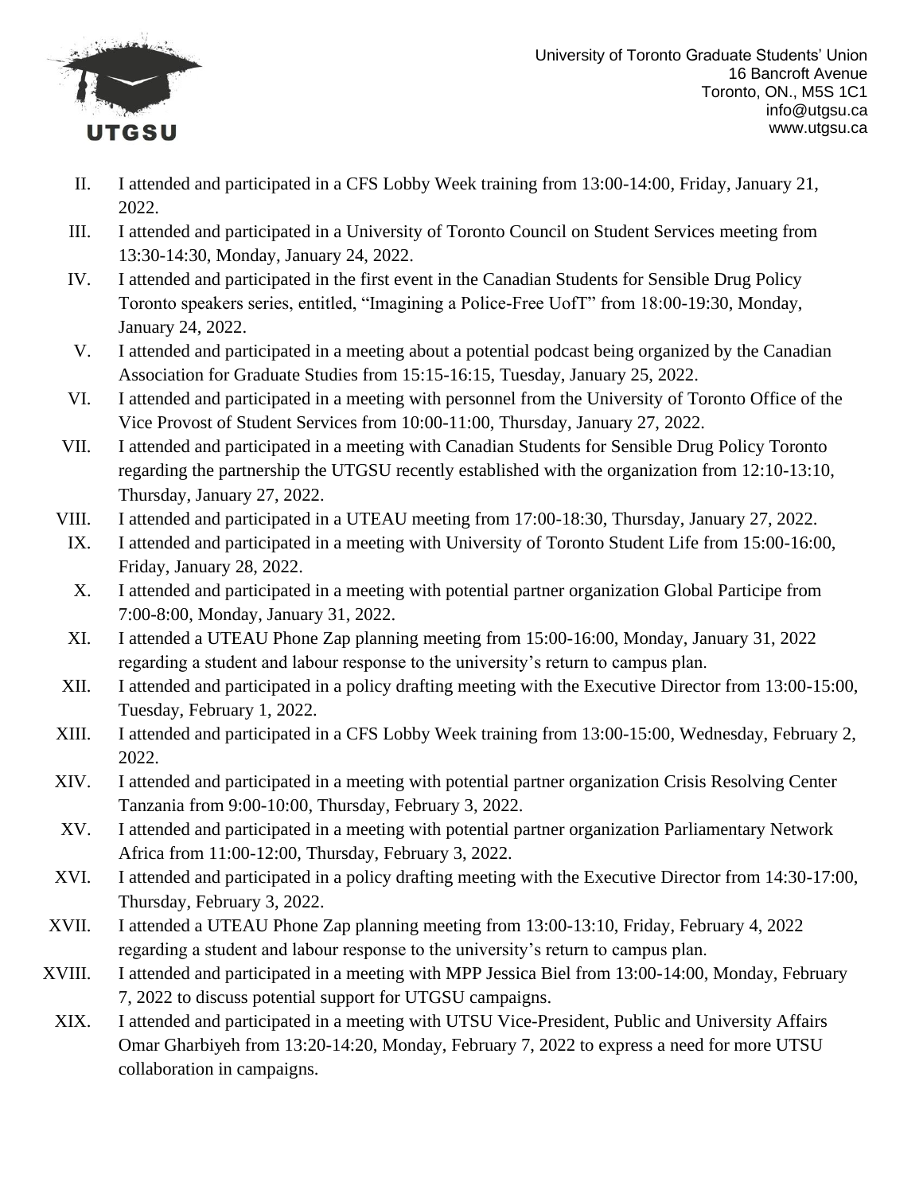II. I attended and participated in a CFS Lobby Week training from 13:00-14:00, Friday, January 21, 2022.

III. I attended and participated in a University of Toronto Council on Student Services meeting from 13:30-14:30, Monday, January 24, 2022.

IV. I attended and participated in the first event in the Canadian Students for Sensible Drug Policy Toronto speakers series, entitled, "Imagining a Police-Free UofT" from 18:00-19:30, Monday, January 24, 2022.

V. I attended and participated in a meeting about a potential podcast being organized by the Canadian Association for Graduate Studies from 15:15-16:15, Tuesday, January 25, 2022.

VI. I attended and participated in a meeting with personnel from the University of Toronto Office of the Vice Provost of Student Services from 10:00-11:00, Thursday, January 27, 2022.

VII. I attended and participated in a meeting with Canadian Students for Sensible Drug Policy Toronto regarding the partnership the UTGSU recently established with the organization from 12:10-13:10, Thursday, January 27, 2022.

VIII. I attended and participated in a UTEAU meeting from 17:00-18:30, Thursday, January 27, 2022.

IX. I attended and participated in a meeting with University of Toronto Student Life from 15:00-16:00, Friday, January 28, 2022.

X. I attended and participated in a meeting with potential partner organization Global Participe from 7:00-8:00, Monday, January 31, 2022.

XI. I attended a UTEAU Phone Zap planning meeting from 15:00-16:00, Monday, January 31, 2022 regarding a student and labour response to the university's return to campus plan.

XII. I attended and participated in a policy drafting meeting with the Executive Director from 13:00-15:00, Tuesday, February 1, 2022.

XIII. I attended and participated in a CFS Lobby Week training from 13:00-15:00, Wednesday, February 2, 2022.

XIV. I attended and participated in a meeting with potential partner organization Crisis Resolving Center Tanzania from 9:00-10:00, Thursday, February 3, 2022.

XV. I attended and participated in a meeting with potential partner organization Parliamentary Network Africa from 11:00-12:00, Thursday, February 3, 2022.

XVI. I attended and participated in a policy drafting meeting with the Executive Director from 14:30-17:00, Thursday, February 3, 2022.

XVII. I attended a UTEAU Phone Zap planning meeting from 13:00-13:10, Friday, February 4, 2022 regarding a student and labour response to the university's return to campus plan.

XVIII. I attended and participated in a meeting with MPP Jessica Biel from 13:00-14:00, Monday, February 7, 2022 to discuss potential support for UTGSU campaigns.

XIX. I attended and participated in a meeting with UTSU Vice-President, Public and University Affairs Omar Gharbiyeh from 13:20-14:20, Monday, February 7, 2022 to express a need for more UTSU collaboration in campaigns.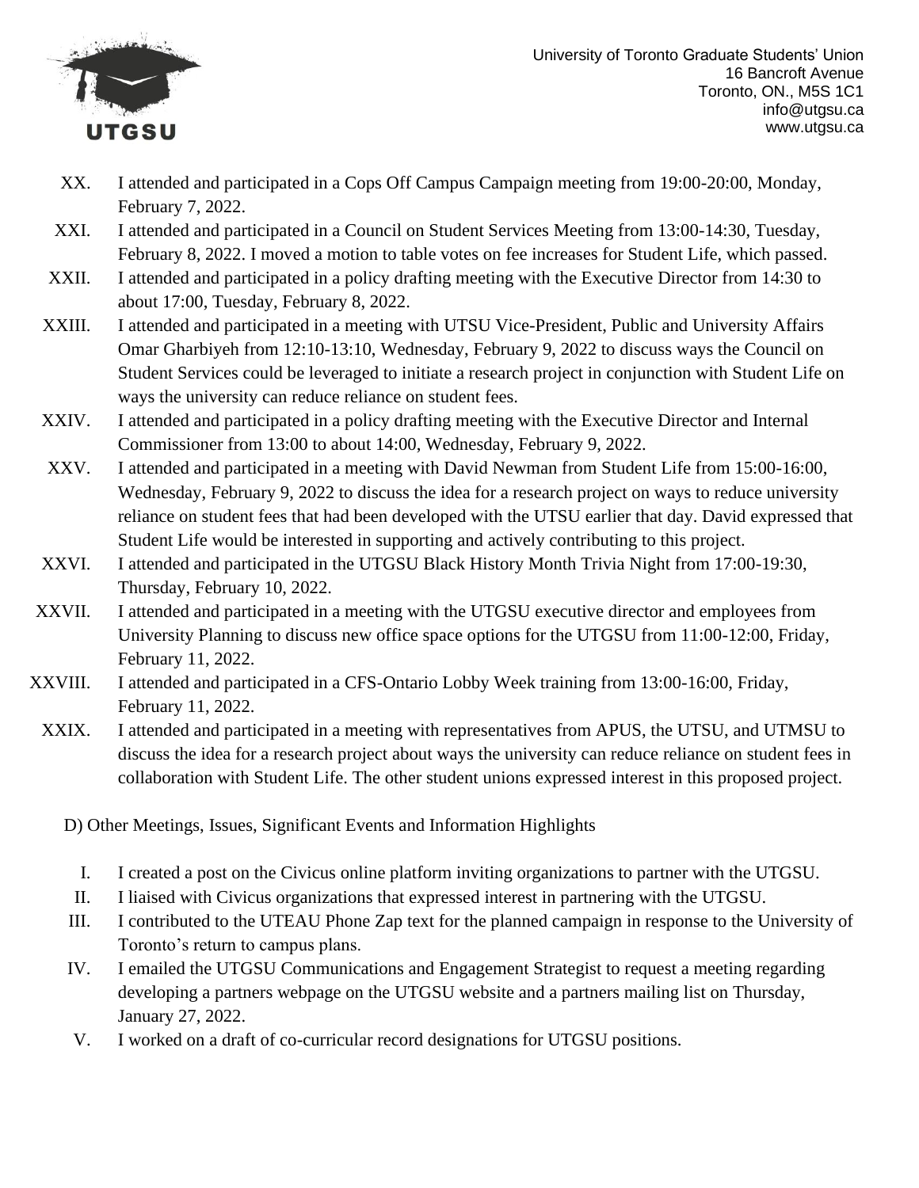XX. I attended and participated in a Cops Off Campus Campaign meeting from 19:00-20:00, Monday, February 7, 2022.

XXI. I attended and participated in a Council on Student Services Meeting from 13:00-14:30, Tuesday, February 8, 2022. I moved a motion to table votes on fee increases for Student Life, which passed.

XXII. I attended and participated in a policy drafting meeting with the Executive Director from 14:30 to about 17:00, Tuesday, February 8, 2022.

XXIII. I attended and participated in a meeting with UTSU Vice-President, Public and University Affairs Omar Gharbiyeh from 12:10-13:10, Wednesday, February 9, 2022 to discuss ways the Council on Student Services could be leveraged to initiate a research project in conjunction with Student Life on ways the university can reduce reliance on student fees.

XXIV. I attended and participated in a policy drafting meeting with the Executive Director and Internal Commissioner from 13:00 to about 14:00, Wednesday, February 9, 2022.

XXV. I attended and participated in a meeting with David Newman from Student Life from 15:00-16:00, Wednesday, February 9, 2022 to discuss the idea for a research project on ways to reduce university reliance on student fees that had been developed with the UTSU earlier that day. David expressed that Student Life would be interested in supporting and actively contributing to this project.

XXVI. I attended and participated in the UTGSU Black History Month Trivia Night from 17:00-19:30, Thursday, February 10, 2022.

XXVII. I attended and participated in a meeting with the UTGSU executive director and employees from University Planning to discuss new office space options for the UTGSU from 11:00-12:00, Friday, February 11, 2022.

XXVIII. I attended and participated in a CFS-Ontario Lobby Week training from 13:00-16:00, Friday, February 11, 2022.

XXIX. I attended and participated in a meeting with representatives from APUS, the UTSU, and UTMSU to discuss the idea for a research project about ways the university can reduce reliance on student fees in collaboration with Student Life. The other student unions expressed interest in this proposed project.

D) Other Meetings, Issues, Significant Events and Information Highlights

I. I created a post on the Civicus online platform inviting organizations to partner with the UTGSU.

II. I liaised with Civicus organizations that expressed interest in partnering with the UTGSU.

III. I contributed to the UTEAU Phone Zap text for the planned campaign in response to the University of Toronto's return to campus plans.

IV. I emailed the UTGSU Communications and Engagement Strategist to request a meeting regarding developing a partners webpage on the UTGSU website and a partners mailing list on Thursday, January 27, 2022.

V. I worked on a draft of co-curricular record designations for UTGSU positions.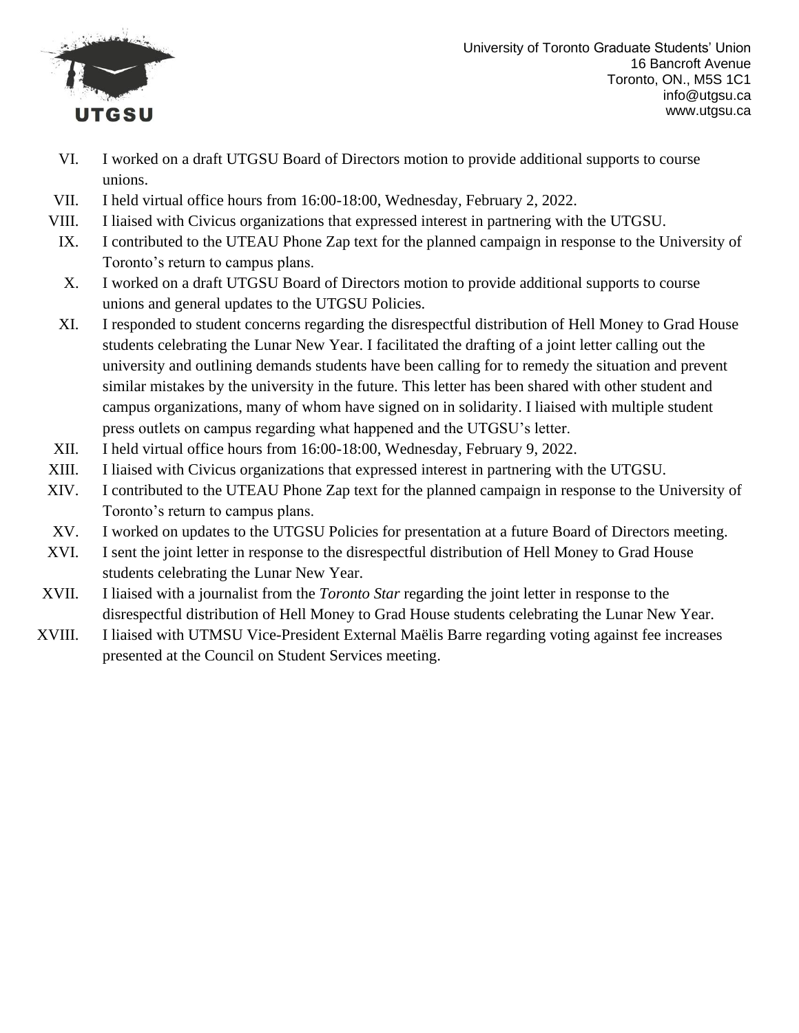VI. I worked on a draft UTGSU Board of Directors motion to provide additional supports to course unions.

VII. I held virtual office hours from 16:00-18:00, Wednesday, February 2, 2022.

VIII. I liaised with Civicus organizations that expressed interest in partnering with the UTGSU.

IX. I contributed to the UTEAU Phone Zap text for the planned campaign in response to the University of Toronto's return to campus plans.

X. I worked on a draft UTGSU Board of Directors motion to provide additional supports to course unions and general updates to the UTGSU Policies.

XI. I responded to student concerns regarding the disrespectful distribution of Hell Money to Grad House students celebrating the Lunar New Year. I facilitated the drafting of a joint letter calling out the university and outlining demands students have been calling for to remedy the situation and prevent similar mistakes by the university in the future. This letter has been shared with other student and campus organizations, many of whom have signed on in solidarity. I liaised with multiple student press outlets on campus regarding what happened and the UTGSU's letter.

XII. I held virtual office hours from 16:00-18:00, Wednesday, February 9, 2022.

XIII. I liaised with Civicus organizations that expressed interest in partnering with the UTGSU.

XIV. I contributed to the UTEAU Phone Zap text for the planned campaign in response to the University of Toronto's return to campus plans.

XV. I worked on updates to the UTGSU Policies for presentation at a future Board of Directors meeting.

XVI. I sent the joint letter in response to the disrespectful distribution of Hell Money to Grad House students celebrating the Lunar New Year.

XVII. I liaised with a journalist from the *Toronto Star* regarding the joint letter in response to the disrespectful distribution of Hell Money to Grad House students celebrating the Lunar New Year.

XVIII. I liaised with UTMSU Vice-President External Maëlis Barre regarding voting against fee increases presented at the Council on Student Services meeting.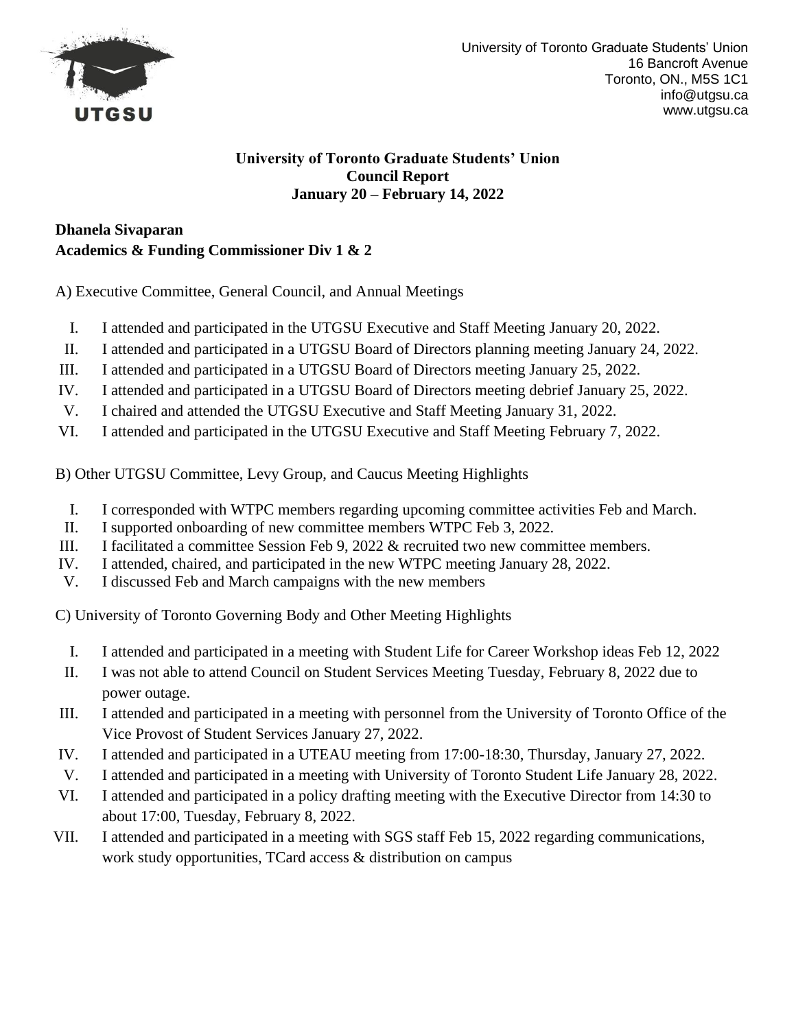University of Toronto Graduate Students' Union
16 Bancroft Avenue
Toronto, ON., M5S 1C1
info@utgsu.ca
www.utgsu.ca

**University of Toronto Graduate Students' Union**
**Council Report**
**January 20 – February 14, 2022**

**Dhanela Sivaparan**
**Academics & Funding Commissioner Div 1 & 2**

A) Executive Committee, General Council, and Annual Meetings

I. I attended and participated in the UTGSU Executive and Staff Meeting January 20, 2022.
II. I attended and participated in a UTGSU Board of Directors planning meeting January 24, 2022.
III. I attended and participated in a UTGSU Board of Directors meeting January 25, 2022.
IV. I attended and participated in a UTGSU Board of Directors meeting debrief January 25, 2022.
V. I chaired and attended the UTGSU Executive and Staff Meeting January 31, 2022.
VI. I attended and participated in the UTGSU Executive and Staff Meeting February 7, 2022.

B) Other UTGSU Committee, Levy Group, and Caucus Meeting Highlights

I. I corresponded with WTPC members regarding upcoming committee activities Feb and March.
II. I supported onboarding of new committee members WTPC Feb 3, 2022.
III. I facilitated a committee Session Feb 9, 2022 & recruited two new committee members.
IV. I attended, chaired, and participated in the new WTPC meeting January 28, 2022.
V. I discussed Feb and March campaigns with the new members

C) University of Toronto Governing Body and Other Meeting Highlights

I. I attended and participated in a meeting with Student Life for Career Workshop ideas Feb 12, 2022
II. I was not able to attend Council on Student Services Meeting Tuesday, February 8, 2022 due to power outage.
III. I attended and participated in a meeting with personnel from the University of Toronto Office of the Vice Provost of Student Services January 27, 2022.
IV. I attended and participated in a UTEAU meeting from 17:00-18:30, Thursday, January 27, 2022.
V. I attended and participated in a meeting with University of Toronto Student Life January 28, 2022.
VI. I attended and participated in a policy drafting meeting with the Executive Director from 14:30 to about 17:00, Tuesday, February 8, 2022.
VII. I attended and participated in a meeting with SGS staff Feb 15, 2022 regarding communications, work study opportunities, TCard access & distribution on campus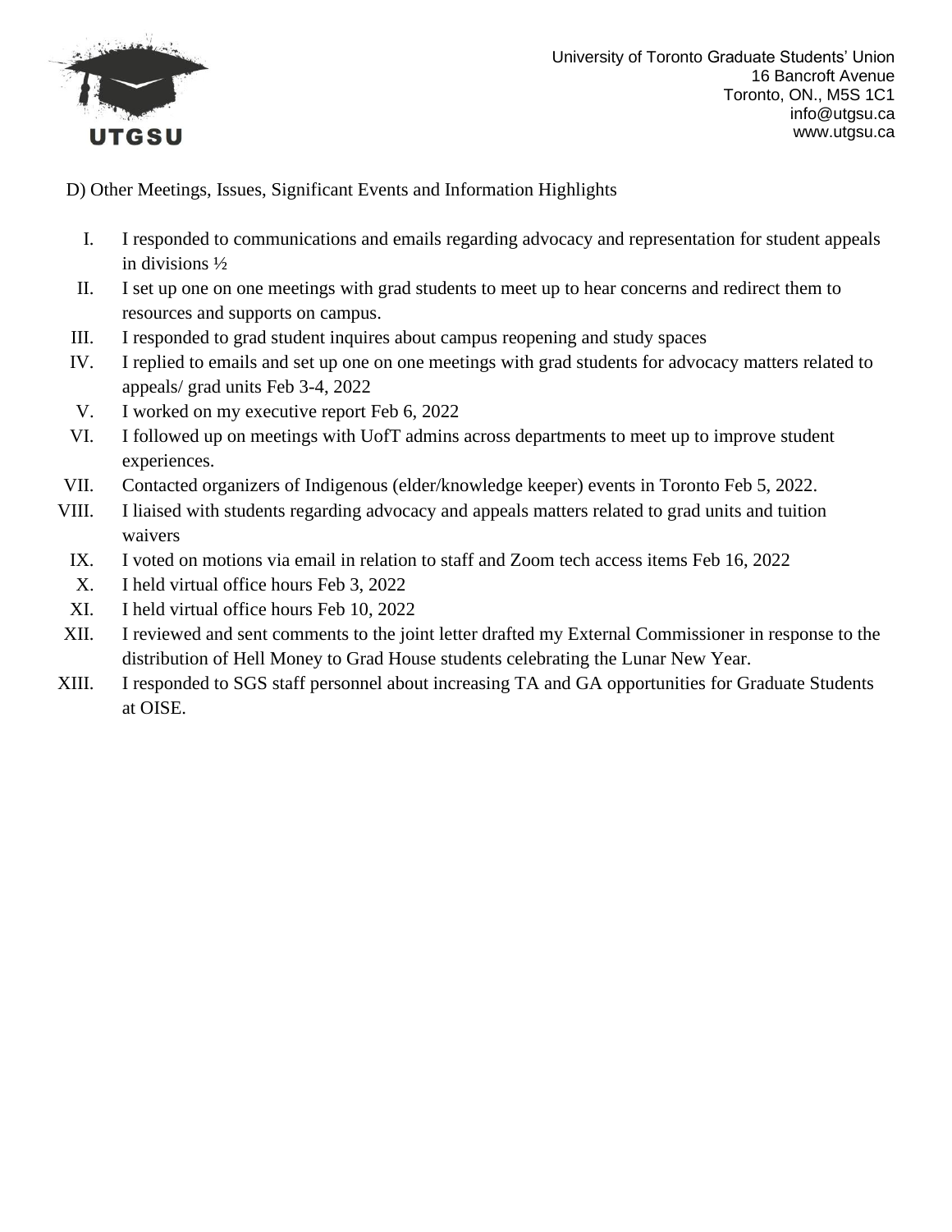D) Other Meetings, Issues, Significant Events and Information Highlights

I. I responded to communications and emails regarding advocacy and representation for student appeals in divisions ½
II. I set up one on one meetings with grad students to meet up to hear concerns and redirect them to resources and supports on campus.
III. I responded to grad student inquires about campus reopening and study spaces
IV. I replied to emails and set up one on one meetings with grad students for advocacy matters related to appeals/ grad units Feb 3-4, 2022
V. I worked on my executive report Feb 6, 2022
VI. I followed up on meetings with UofT admins across departments to meet up to improve student experiences.
VII. Contacted organizers of Indigenous (elder/knowledge keeper) events in Toronto Feb 5, 2022.
VIII. I liaised with students regarding advocacy and appeals matters related to grad units and tuition waivers
IX. I voted on motions via email in relation to staff and Zoom tech access items Feb 16, 2022
X. I held virtual office hours Feb 3, 2022
XI. I held virtual office hours Feb 10, 2022
XII. I reviewed and sent comments to the joint letter drafted my External Commissioner in response to the distribution of Hell Money to Grad House students celebrating the Lunar New Year.
XIII. I responded to SGS staff personnel about increasing TA and GA opportunities for Graduate Students at OISE.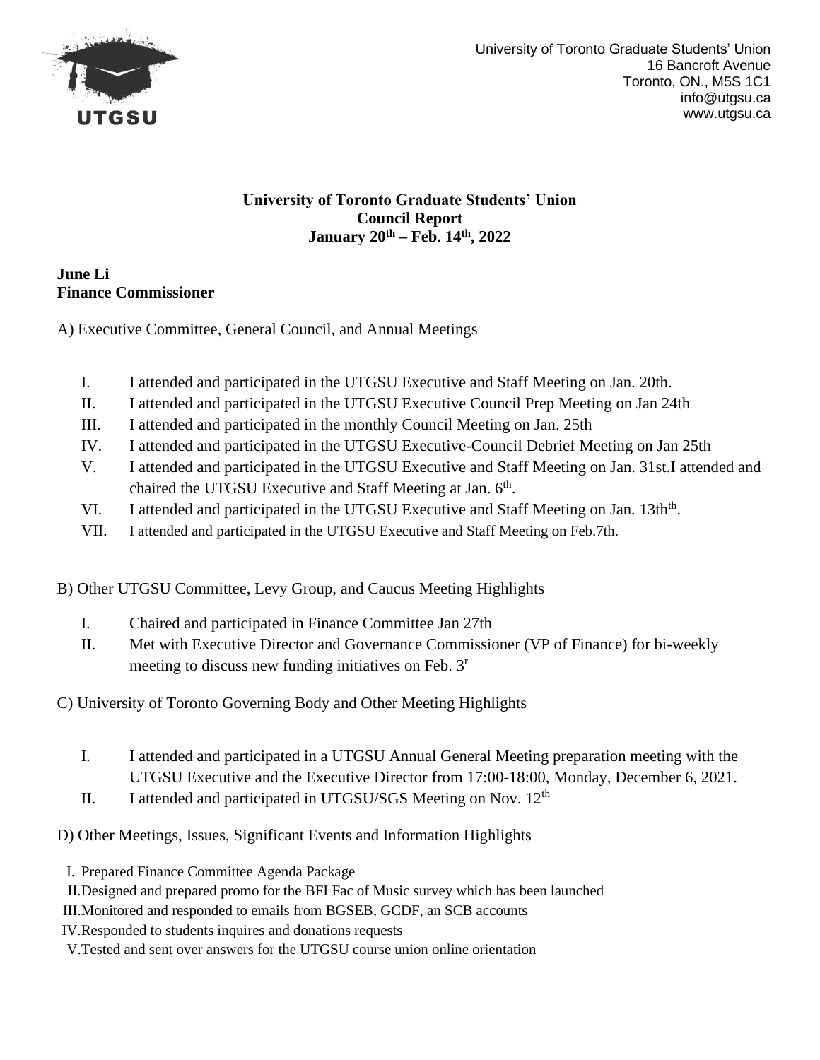University of Toronto Graduate Students' Union
16 Bancroft Avenue
Toronto, ON., M5S 1C1
info@utgsu.ca
www.utgsu.ca

**University of Toronto Graduate Students' Union**
**Council Report**
**January 20th – Feb. 14th, 2022**

**June Li**
**Finance Commissioner**

A) Executive Committee, General Council, and Annual Meetings

I. I attended and participated in the UTGSU Executive and Staff Meeting on Jan. 20th.
II. I attended and participated in the UTGSU Executive Council Prep Meeting on Jan 24th
III. I attended and participated in the monthly Council Meeting on Jan. 25th
IV. I attended and participated in the UTGSU Executive-Council Debrief Meeting on Jan 25th
V. I attended and participated in the UTGSU Executive and Staff Meeting on Jan. 31st.I attended and chaired the UTGSU Executive and Staff Meeting at Jan. 6th.
VI. I attended and participated in the UTGSU Executive and Staff Meeting on Jan. 13thth.
VII. I attended and participated in the UTGSU Executive and Staff Meeting on Feb.7th.

B) Other UTGSU Committee, Levy Group, and Caucus Meeting Highlights

I. Chaired and participated in Finance Committee Jan 27th
II. Met with Executive Director and Governance Commissioner (VP of Finance) for bi-weekly meeting to discuss new funding initiatives on Feb. 3r

C) University of Toronto Governing Body and Other Meeting Highlights

I. I attended and participated in a UTGSU Annual General Meeting preparation meeting with the UTGSU Executive and the Executive Director from 17:00-18:00, Monday, December 6, 2021.
II. I attended and participated in UTGSU/SGS Meeting on Nov. 12th

D) Other Meetings, Issues, Significant Events and Information Highlights

I. Prepared Finance Committee Agenda Package
II. Designed and prepared promo for the BFI Fac of Music survey which has been launched
III. Monitored and responded to emails from BGSEB, GCDF, an SCB accounts
IV. Responded to students inquires and donations requests
V. Tested and sent over answers for the UTGSU course union online orientation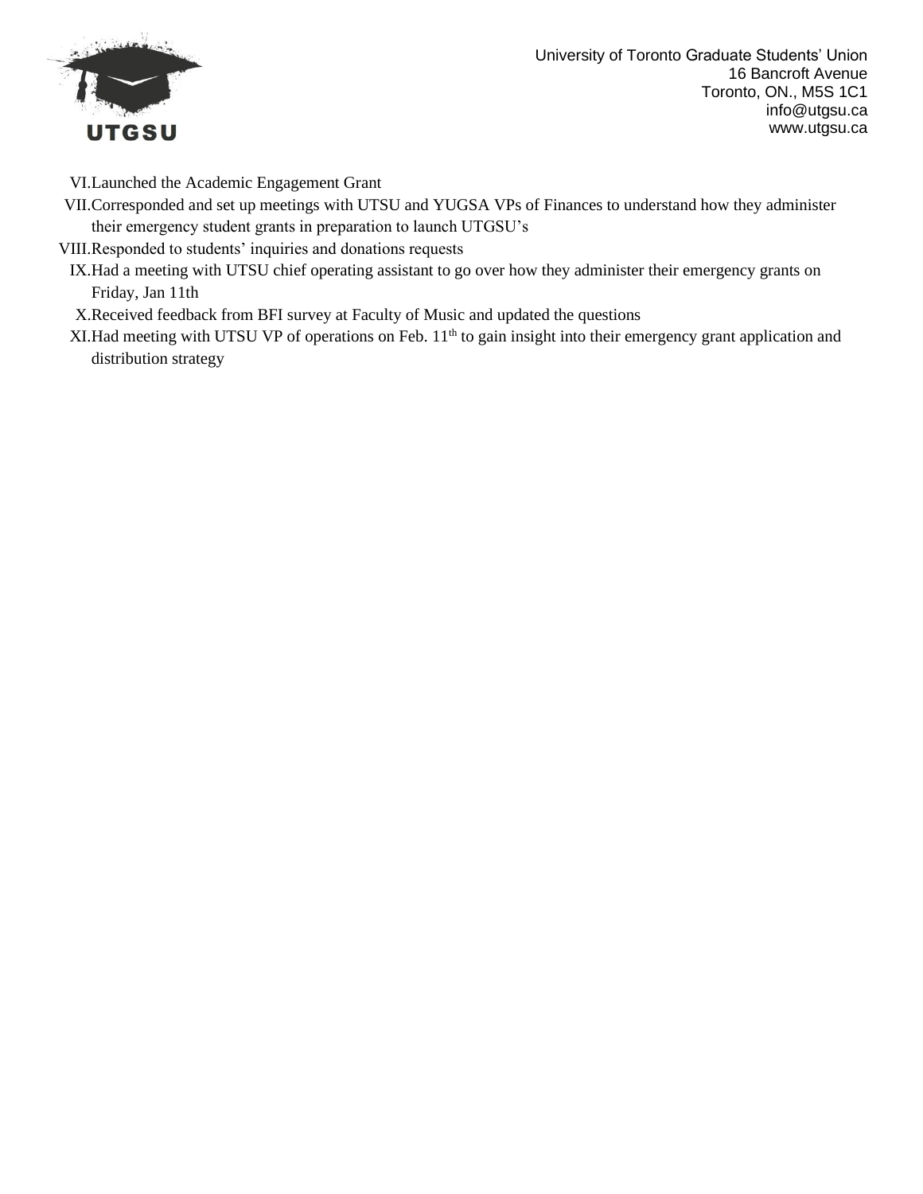VI. Launched the Academic Engagement Grant

VII. Corresponded and set up meetings with UTSU and YUGSA VPs of Finances to understand how they administer their emergency student grants in preparation to launch UTGSU's

VIII. Responded to students' inquiries and donations requests

IX. Had a meeting with UTSU chief operating assistant to go over how they administer their emergency grants on Friday, Jan 11th

X. Received feedback from BFI survey at Faculty of Music and updated the questions

XI. Had meeting with UTSU VP of operations on Feb. 11th to gain insight into their emergency grant application and distribution strategy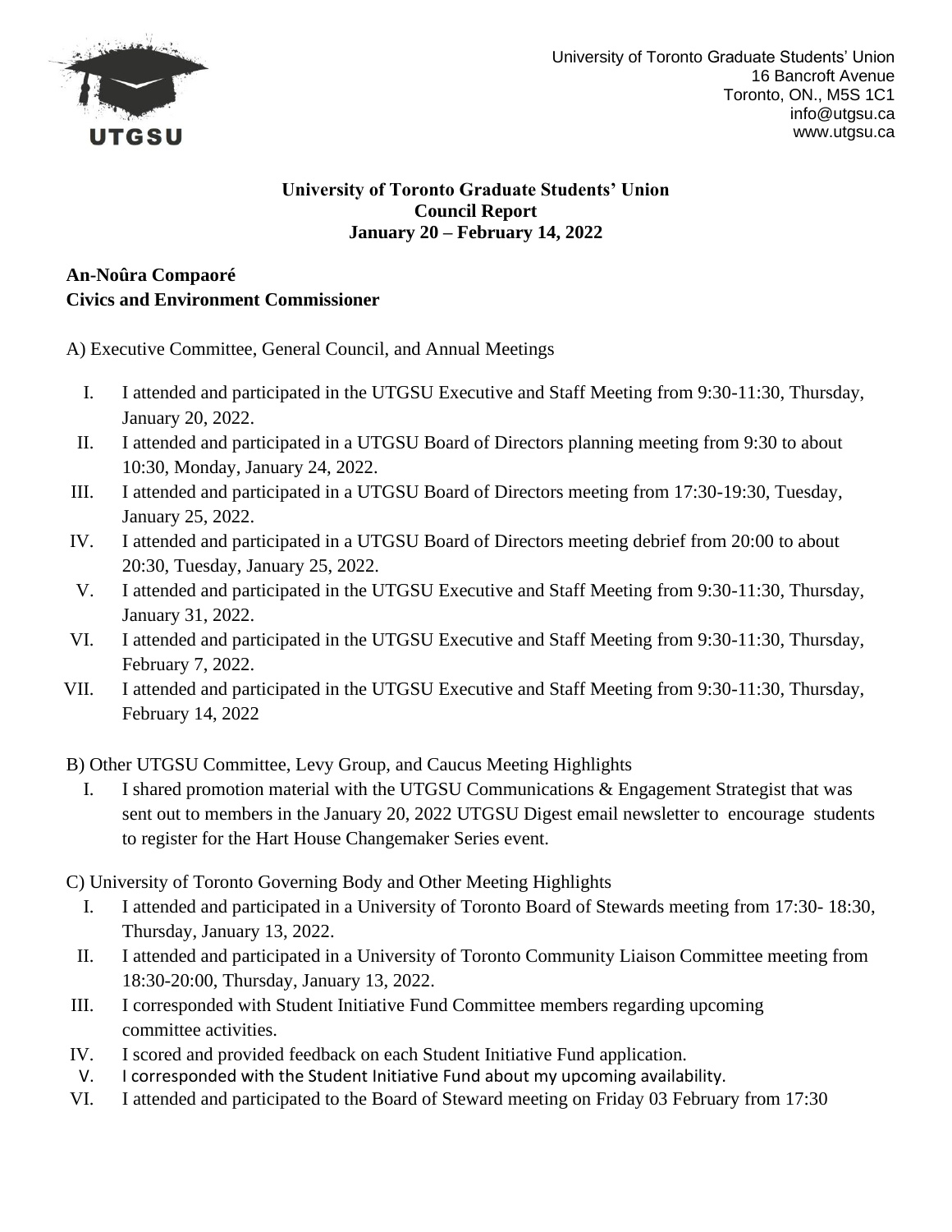University of Toronto Graduate Students' Union
16 Bancroft Avenue
Toronto, ON., M5S 1C1
info@utgsu.ca
www.utgsu.ca

**University of Toronto Graduate Students' Union**
**Council Report**
**January 20 – February 14, 2022**

**An-Noûra Compaoré**
**Civics and Environment Commissioner**

A) Executive Committee, General Council, and Annual Meetings

I. I attended and participated in the UTGSU Executive and Staff Meeting from 9:30-11:30, Thursday, January 20, 2022.
II. I attended and participated in a UTGSU Board of Directors planning meeting from 9:30 to about 10:30, Monday, January 24, 2022.
III. I attended and participated in a UTGSU Board of Directors meeting from 17:30-19:30, Tuesday, January 25, 2022.
IV. I attended and participated in a UTGSU Board of Directors meeting debrief from 20:00 to about 20:30, Tuesday, January 25, 2022.
V. I attended and participated in the UTGSU Executive and Staff Meeting from 9:30-11:30, Thursday, January 31, 2022.
VI. I attended and participated in the UTGSU Executive and Staff Meeting from 9:30-11:30, Thursday, February 7, 2022.
VII. I attended and participated in the UTGSU Executive and Staff Meeting from 9:30-11:30, Thursday, February 14, 2022

B) Other UTGSU Committee, Levy Group, and Caucus Meeting Highlights

I. I shared promotion material with the UTGSU Communications & Engagement Strategist that was sent out to members in the January 20, 2022 UTGSU Digest email newsletter to encourage students to register for the Hart House Changemaker Series event.

C) University of Toronto Governing Body and Other Meeting Highlights

I. I attended and participated in a University of Toronto Board of Stewards meeting from 17:30- 18:30, Thursday, January 13, 2022.
II. I attended and participated in a University of Toronto Community Liaison Committee meeting from 18:30-20:00, Thursday, January 13, 2022.
III. I corresponded with Student Initiative Fund Committee members regarding upcoming committee activities.
IV. I scored and provided feedback on each Student Initiative Fund application.
V. I corresponded with the Student Initiative Fund about my upcoming availability.
VI. I attended and participated to the Board of Steward meeting on Friday 03 February from 17:30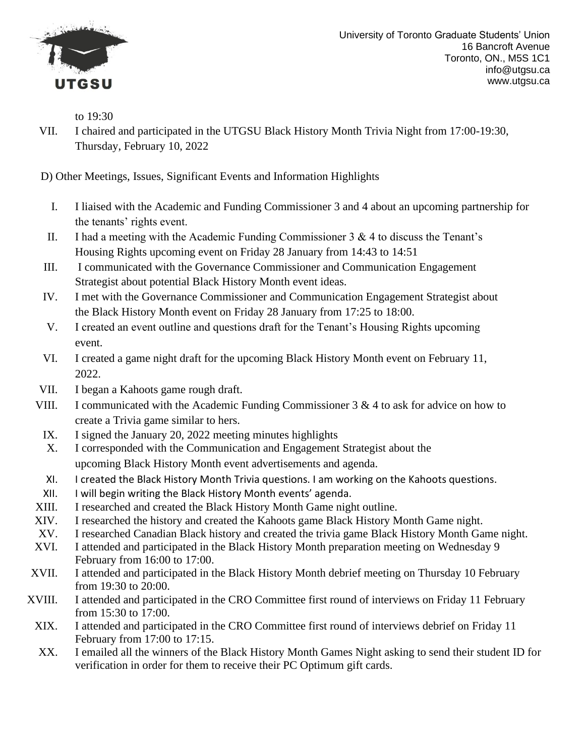to 19:30

VII. I chaired and participated in the UTGSU Black History Month Trivia Night from 17:00-19:30, Thursday, February 10, 2022

D) Other Meetings, Issues, Significant Events and Information Highlights

I. I liaised with the Academic and Funding Commissioner 3 and 4 about an upcoming partnership for the tenants' rights event.

II. I had a meeting with the Academic Funding Commissioner 3 & 4 to discuss the Tenant's Housing Rights upcoming event on Friday 28 January from 14:43 to 14:51

III. I communicated with the Governance Commissioner and Communication Engagement Strategist about potential Black History Month event ideas.

IV. I met with the Governance Commissioner and Communication Engagement Strategist about the Black History Month event on Friday 28 January from 17:25 to 18:00.

V. I created an event outline and questions draft for the Tenant's Housing Rights upcoming event.

VI. I created a game night draft for the upcoming Black History Month event on February 11, 2022.

VII. I began a Kahoots game rough draft.

VIII. I communicated with the Academic Funding Commissioner 3 & 4 to ask for advice on how to create a Trivia game similar to hers.

IX. I signed the January 20, 2022 meeting minutes highlights

X. I corresponded with the Communication and Engagement Strategist about the upcoming Black History Month event advertisements and agenda.

XI. I created the Black History Month Trivia questions. I am working on the Kahoots questions.

XII. I will begin writing the Black History Month events' agenda.

XIII. I researched and created the Black History Month Game night outline.

XIV. I researched the history and created the Kahoots game Black History Month Game night.

XV. I researched Canadian Black history and created the trivia game Black History Month Game night.

XVI. I attended and participated in the Black History Month preparation meeting on Wednesday 9 February from 16:00 to 17:00.

XVII. I attended and participated in the Black History Month debrief meeting on Thursday 10 February from 19:30 to 20:00.

XVIII. I attended and participated in the CRO Committee first round of interviews on Friday 11 February from 15:30 to 17:00.

XIX. I attended and participated in the CRO Committee first round of interviews debrief on Friday 11 February from 17:00 to 17:15.

XX. I emailed all the winners of the Black History Month Games Night asking to send their student ID for verification in order for them to receive their PC Optimum gift cards.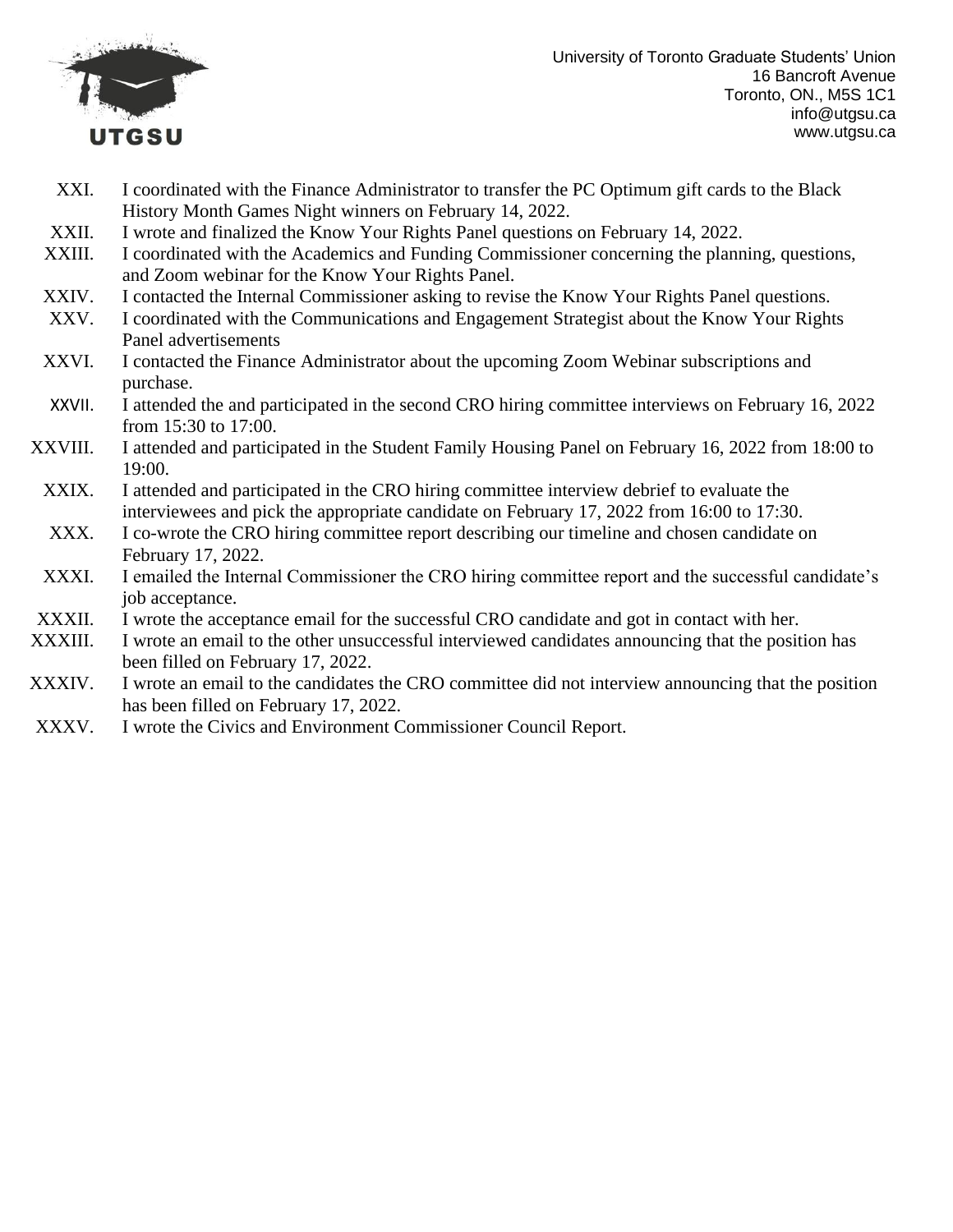XXI. I coordinated with the Finance Administrator to transfer the PC Optimum gift cards to the Black History Month Games Night winners on February 14, 2022.

XXII. I wrote and finalized the Know Your Rights Panel questions on February 14, 2022.

XXIII. I coordinated with the Academics and Funding Commissioner concerning the planning, questions, and Zoom webinar for the Know Your Rights Panel.

XXIV. I contacted the Internal Commissioner asking to revise the Know Your Rights Panel questions.

XXV. I coordinated with the Communications and Engagement Strategist about the Know Your Rights Panel advertisements

XXVI. I contacted the Finance Administrator about the upcoming Zoom Webinar subscriptions and purchase.

XXVII. I attended the and participated in the second CRO hiring committee interviews on February 16, 2022 from 15:30 to 17:00.

XXVIII. I attended and participated in the Student Family Housing Panel on February 16, 2022 from 18:00 to 19:00.

XXIX. I attended and participated in the CRO hiring committee interview debrief to evaluate the interviewees and pick the appropriate candidate on February 17, 2022 from 16:00 to 17:30.

XXX. I co-wrote the CRO hiring committee report describing our timeline and chosen candidate on February 17, 2022.

XXXI. I emailed the Internal Commissioner the CRO hiring committee report and the successful candidate's job acceptance.

XXXII. I wrote the acceptance email for the successful CRO candidate and got in contact with her.

XXXIII. I wrote an email to the other unsuccessful interviewed candidates announcing that the position has been filled on February 17, 2022.

XXXIV. I wrote an email to the candidates the CRO committee did not interview announcing that the position has been filled on February 17, 2022.

XXXV. I wrote the Civics and Environment Commissioner Council Report.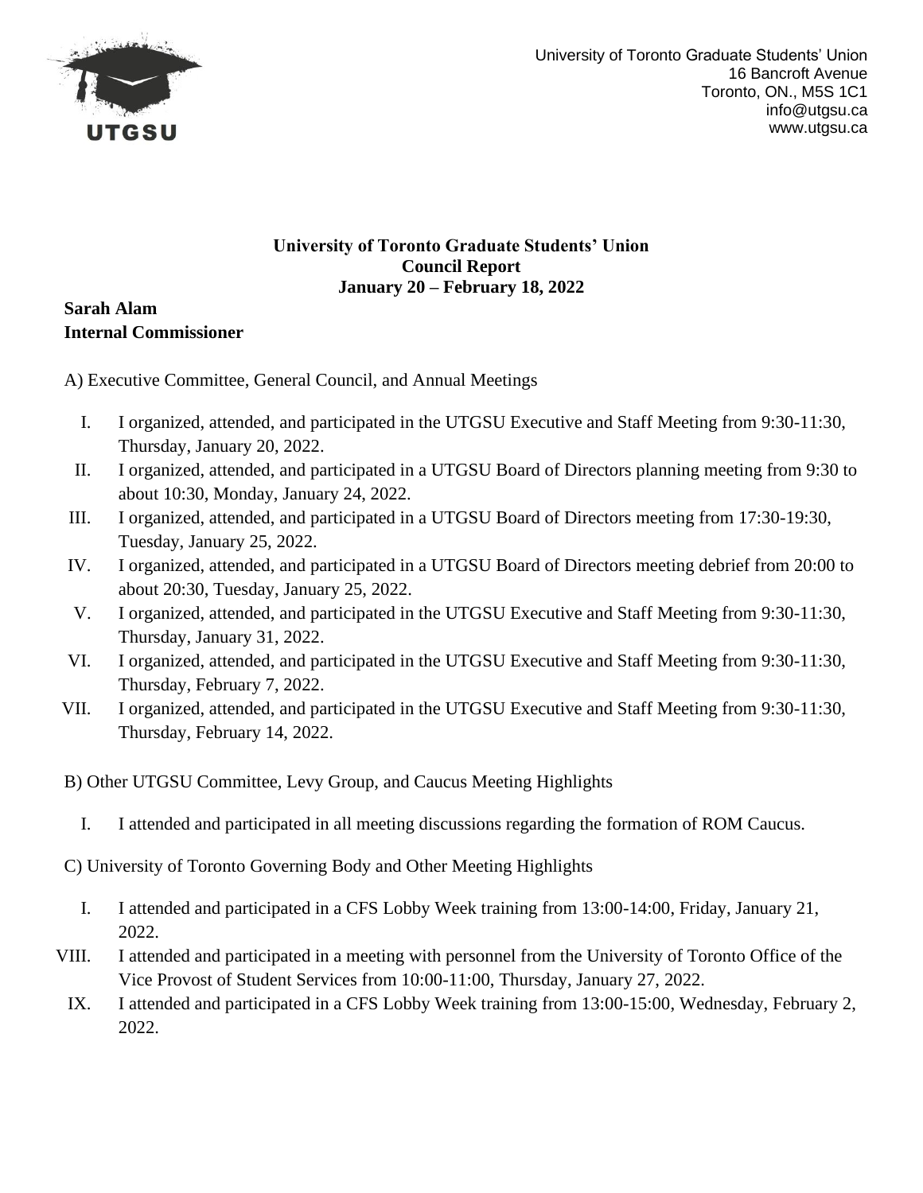University of Toronto Graduate Students' Union
16 Bancroft Avenue
Toronto, ON., M5S 1C1
info@utgsu.ca
www.utgsu.ca

**University of Toronto Graduate Students' Union**
**Council Report**
**January 20 – February 18, 2022**

**Sarah Alam**
**Internal Commissioner**

A) Executive Committee, General Council, and Annual Meetings

I. I organized, attended, and participated in the UTGSU Executive and Staff Meeting from 9:30-11:30, Thursday, January 20, 2022.
II. I organized, attended, and participated in a UTGSU Board of Directors planning meeting from 9:30 to about 10:30, Monday, January 24, 2022.
III. I organized, attended, and participated in a UTGSU Board of Directors meeting from 17:30-19:30, Tuesday, January 25, 2022.
IV. I organized, attended, and participated in a UTGSU Board of Directors meeting debrief from 20:00 to about 20:30, Tuesday, January 25, 2022.
V. I organized, attended, and participated in the UTGSU Executive and Staff Meeting from 9:30-11:30, Thursday, January 31, 2022.
VI. I organized, attended, and participated in the UTGSU Executive and Staff Meeting from 9:30-11:30, Thursday, February 7, 2022.
VII. I organized, attended, and participated in the UTGSU Executive and Staff Meeting from 9:30-11:30, Thursday, February 14, 2022.

B) Other UTGSU Committee, Levy Group, and Caucus Meeting Highlights

I. I attended and participated in all meeting discussions regarding the formation of ROM Caucus.

C) University of Toronto Governing Body and Other Meeting Highlights

I. I attended and participated in a CFS Lobby Week training from 13:00-14:00, Friday, January 21, 2022.
VIII. I attended and participated in a meeting with personnel from the University of Toronto Office of the Vice Provost of Student Services from 10:00-11:00, Thursday, January 27, 2022.
IX. I attended and participated in a CFS Lobby Week training from 13:00-15:00, Wednesday, February 2, 2022.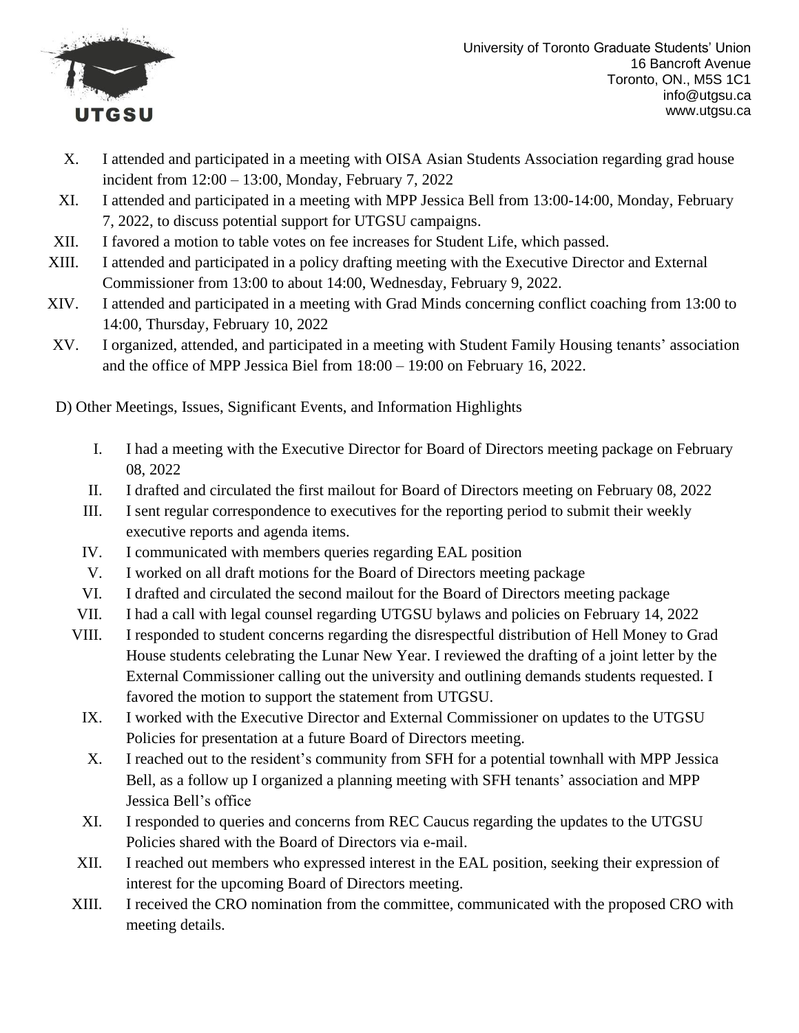X. I attended and participated in a meeting with OISA Asian Students Association regarding grad house incident from 12:00 – 13:00, Monday, February 7, 2022

XI. I attended and participated in a meeting with MPP Jessica Bell from 13:00-14:00, Monday, February 7, 2022, to discuss potential support for UTGSU campaigns.

XII. I favored a motion to table votes on fee increases for Student Life, which passed.

XIII. I attended and participated in a policy drafting meeting with the Executive Director and External Commissioner from 13:00 to about 14:00, Wednesday, February 9, 2022.

XIV. I attended and participated in a meeting with Grad Minds concerning conflict coaching from 13:00 to 14:00, Thursday, February 10, 2022

XV. I organized, attended, and participated in a meeting with Student Family Housing tenants' association and the office of MPP Jessica Biel from 18:00 – 19:00 on February 16, 2022.

D) Other Meetings, Issues, Significant Events, and Information Highlights

I. I had a meeting with the Executive Director for Board of Directors meeting package on February 08, 2022

II. I drafted and circulated the first mailout for Board of Directors meeting on February 08, 2022

III. I sent regular correspondence to executives for the reporting period to submit their weekly executive reports and agenda items.

IV. I communicated with members queries regarding EAL position

V. I worked on all draft motions for the Board of Directors meeting package

VI. I drafted and circulated the second mailout for the Board of Directors meeting package

VII. I had a call with legal counsel regarding UTGSU bylaws and policies on February 14, 2022

VIII. I responded to student concerns regarding the disrespectful distribution of Hell Money to Grad House students celebrating the Lunar New Year. I reviewed the drafting of a joint letter by the External Commissioner calling out the university and outlining demands students requested. I favored the motion to support the statement from UTGSU.

IX. I worked with the Executive Director and External Commissioner on updates to the UTGSU Policies for presentation at a future Board of Directors meeting.

X. I reached out to the resident's community from SFH for a potential townhall with MPP Jessica Bell, as a follow up I organized a planning meeting with SFH tenants' association and MPP Jessica Bell's office

XI. I responded to queries and concerns from REC Caucus regarding the updates to the UTGSU Policies shared with the Board of Directors via e-mail.

XII. I reached out members who expressed interest in the EAL position, seeking their expression of interest for the upcoming Board of Directors meeting.

XIII. I received the CRO nomination from the committee, communicated with the proposed CRO with meeting details.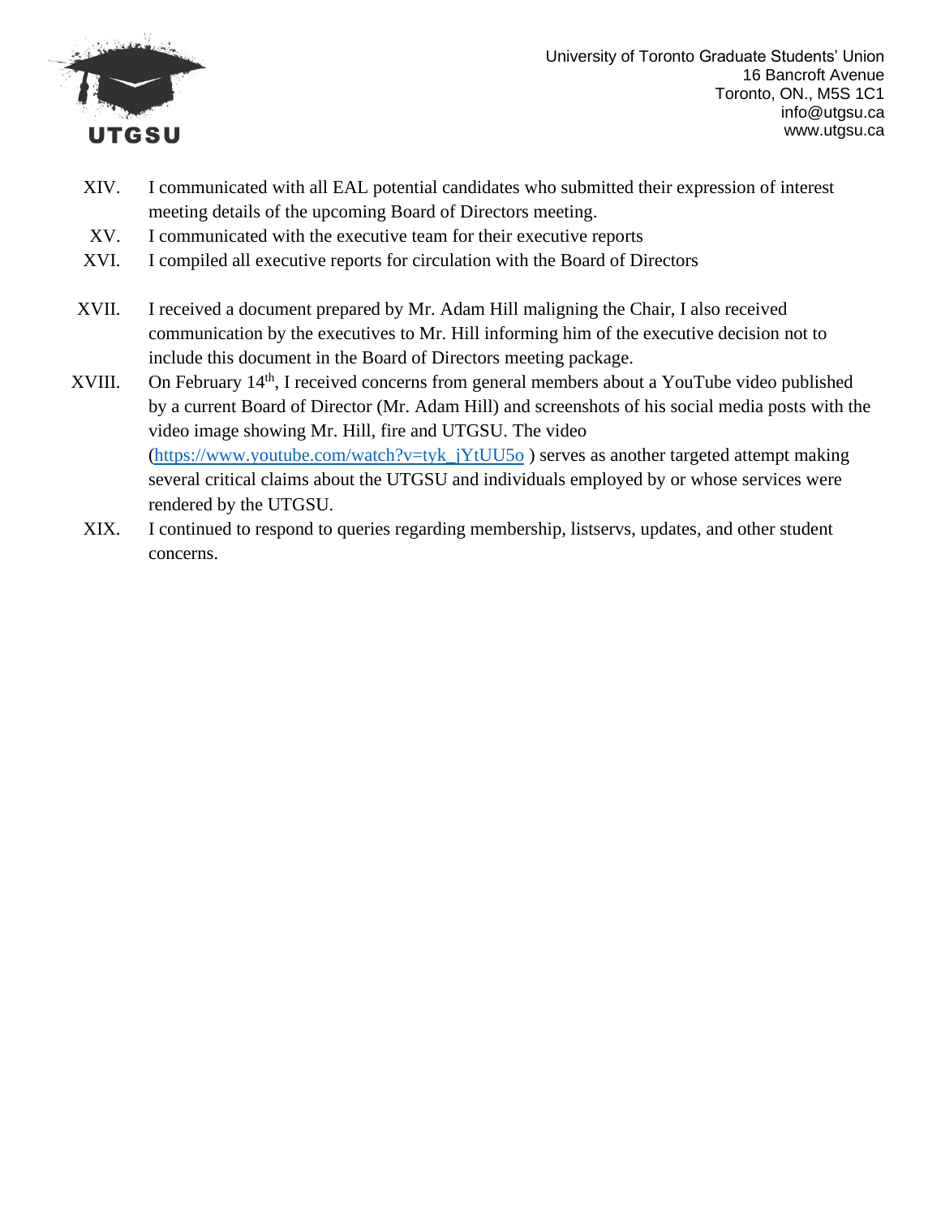XIV. I communicated with all EAL potential candidates who submitted their expression of interest meeting details of the upcoming Board of Directors meeting.

XV. I communicated with the executive team for their executive reports

XVI. I compiled all executive reports for circulation with the Board of Directors

XVII. I received a document prepared by Mr. Adam Hill maligning the Chair, I also received communication by the executives to Mr. Hill informing him of the executive decision not to include this document in the Board of Directors meeting package.

XVIII. On February 14th, I received concerns from general members about a YouTube video published by a current Board of Director (Mr. Adam Hill) and screenshots of his social media posts with the video image showing Mr. Hill, fire and UTGSU. The video (https://www.youtube.com/watch?v=tyk_jYtUU5o ) serves as another targeted attempt making several critical claims about the UTGSU and individuals employed by or whose services were rendered by the UTGSU.

XIX. I continued to respond to queries regarding membership, listservs, updates, and other student concerns.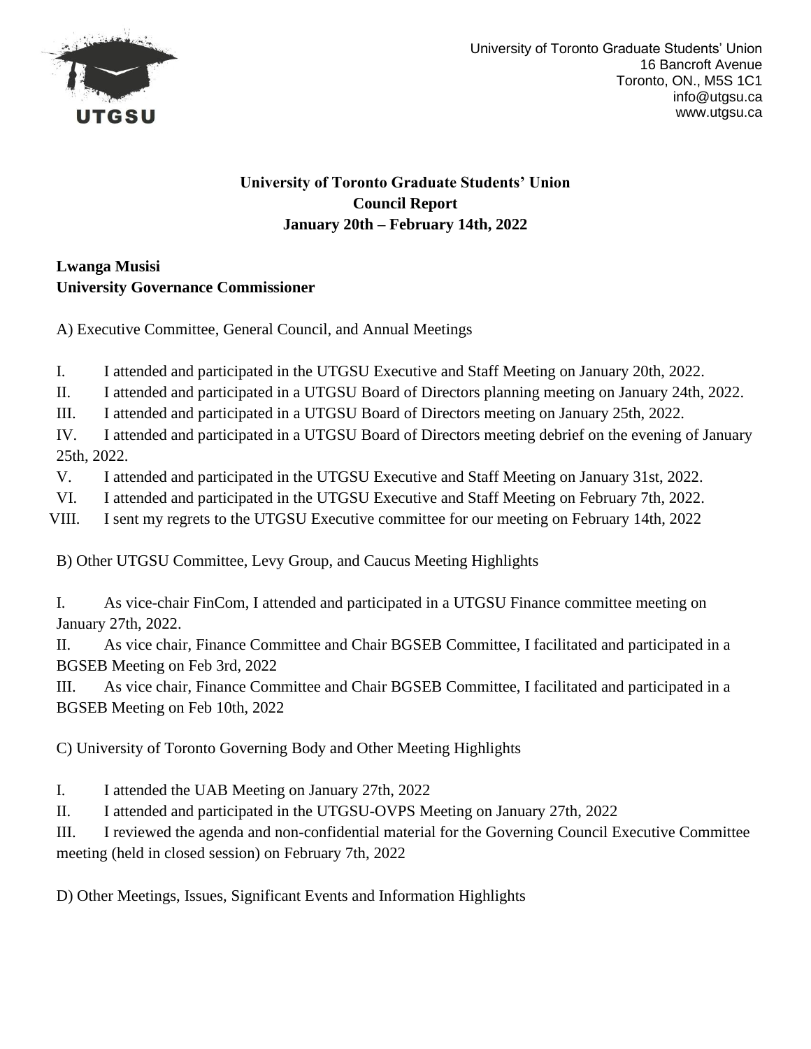University of Toronto Graduate Students' Union
16 Bancroft Avenue
Toronto, ON., M5S 1C1
info@utgsu.ca
www.utgsu.ca

**University of Toronto Graduate Students' Union**
**Council Report**
**January 20th – February 14th, 2022**

**Lwanga Musisi**
**University Governance Commissioner**

A) Executive Committee, General Council, and Annual Meetings

I. I attended and participated in the UTGSU Executive and Staff Meeting on January 20th, 2022.
II. I attended and participated in a UTGSU Board of Directors planning meeting on January 24th, 2022.
III. I attended and participated in a UTGSU Board of Directors meeting on January 25th, 2022.
IV. I attended and participated in a UTGSU Board of Directors meeting debrief on the evening of January 25th, 2022.
V. I attended and participated in the UTGSU Executive and Staff Meeting on January 31st, 2022.
VI. I attended and participated in the UTGSU Executive and Staff Meeting on February 7th, 2022.
VIII. I sent my regrets to the UTGSU Executive committee for our meeting on February 14th, 2022

B) Other UTGSU Committee, Levy Group, and Caucus Meeting Highlights

I. As vice-chair FinCom, I attended and participated in a UTGSU Finance committee meeting on January 27th, 2022.
II. As vice chair, Finance Committee and Chair BGSEB Committee, I facilitated and participated in a BGSEB Meeting on Feb 3rd, 2022
III. As vice chair, Finance Committee and Chair BGSEB Committee, I facilitated and participated in a BGSEB Meeting on Feb 10th, 2022

C) University of Toronto Governing Body and Other Meeting Highlights

I. I attended the UAB Meeting on January 27th, 2022
II. I attended and participated in the UTGSU-OVPS Meeting on January 27th, 2022
III. I reviewed the agenda and non-confidential material for the Governing Council Executive Committee meeting (held in closed session) on February 7th, 2022

D) Other Meetings, Issues, Significant Events and Information Highlights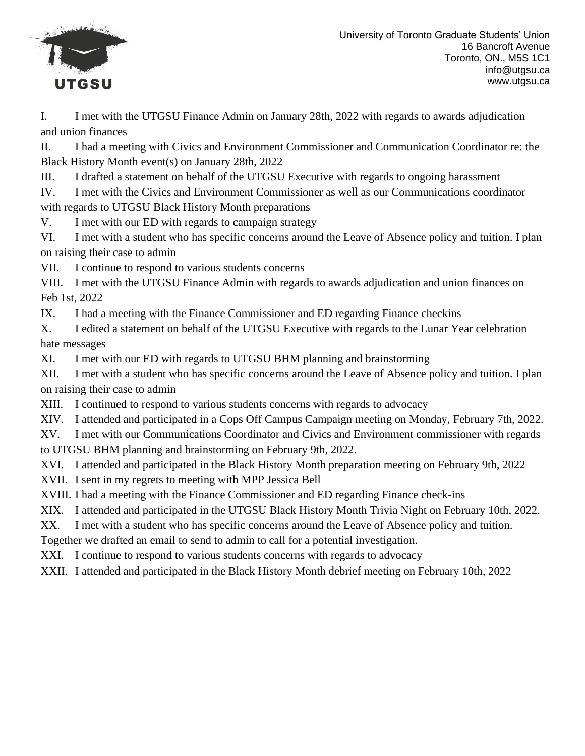University of Toronto Graduate Students' Union
16 Bancroft Avenue
Toronto, ON., M5S 1C1
info@utgsu.ca
www.utgsu.ca

I. I met with the UTGSU Finance Admin on January 28th, 2022 with regards to awards adjudication and union finances

II. I had a meeting with Civics and Environment Commissioner and Communication Coordinator re: the Black History Month event(s) on January 28th, 2022

III. I drafted a statement on behalf of the UTGSU Executive with regards to ongoing harassment

IV. I met with the Civics and Environment Commissioner as well as our Communications coordinator with regards to UTGSU Black History Month preparations

V. I met with our ED with regards to campaign strategy

VI. I met with a student who has specific concerns around the Leave of Absence policy and tuition. I plan on raising their case to admin

VII. I continue to respond to various students concerns

VIII. I met with the UTGSU Finance Admin with regards to awards adjudication and union finances on Feb 1st, 2022

IX. I had a meeting with the Finance Commissioner and ED regarding Finance checkins

X. I edited a statement on behalf of the UTGSU Executive with regards to the Lunar Year celebration hate messages

XI. I met with our ED with regards to UTGSU BHM planning and brainstorming

XII. I met with a student who has specific concerns around the Leave of Absence policy and tuition. I plan on raising their case to admin

XIII. I continued to respond to various students concerns with regards to advocacy

XIV. I attended and participated in a Cops Off Campus Campaign meeting on Monday, February 7th, 2022.

XV. I met with our Communications Coordinator and Civics and Environment commissioner with regards to UTGSU BHM planning and brainstorming on February 9th, 2022.

XVI. I attended and participated in the Black History Month preparation meeting on February 9th, 2022

XVII. I sent in my regrets to meeting with MPP Jessica Bell

XVIII. I had a meeting with the Finance Commissioner and ED regarding Finance check-ins

XIX. I attended and participated in the UTGSU Black History Month Trivia Night on February 10th, 2022.

XX. I met with a student who has specific concerns around the Leave of Absence policy and tuition. Together we drafted an email to send to admin to call for a potential investigation.

XXI. I continue to respond to various students concerns with regards to advocacy

XXII. I attended and participated in the Black History Month debrief meeting on February 10th, 2022